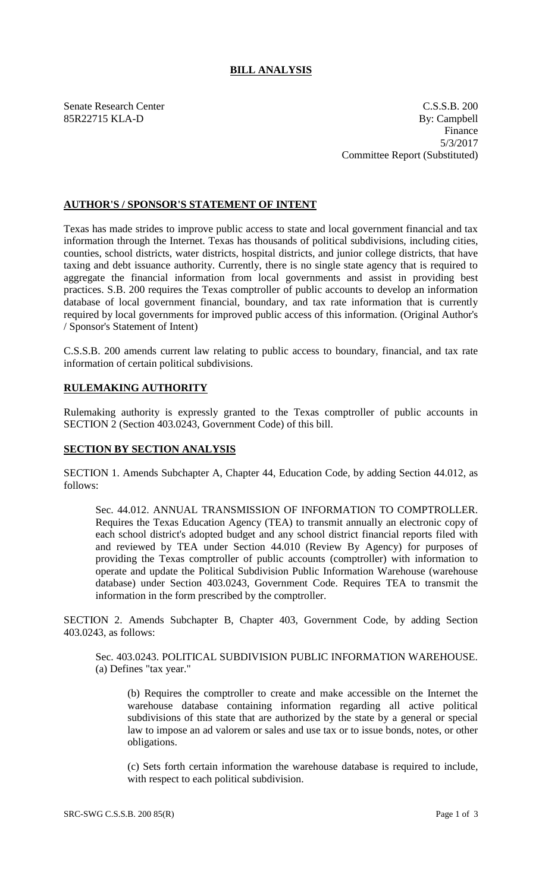# BILL ANALYSIS

Senate Research Center
85R22715 KLA-D

C.S.S.B. 200
By: Campbell
Finance
5/3/2017
Committee Report (Substituted)

## AUTHOR'S / SPONSOR'S STATEMENT OF INTENT

Texas has made strides to improve public access to state and local government financial and tax information through the Internet. Texas has thousands of political subdivisions, including cities, counties, school districts, water districts, hospital districts, and junior college districts, that have taxing and debt issuance authority. Currently, there is no single state agency that is required to aggregate the financial information from local governments and assist in providing best practices. S.B. 200 requires the Texas comptroller of public accounts to develop an information database of local government financial, boundary, and tax rate information that is currently required by local governments for improved public access of this information. (Original Author's / Sponsor's Statement of Intent)

C.S.S.B. 200 amends current law relating to public access to boundary, financial, and tax rate information of certain political subdivisions.

## RULEMAKING AUTHORITY

Rulemaking authority is expressly granted to the Texas comptroller of public accounts in SECTION 2 (Section 403.0243, Government Code) of this bill.

## SECTION BY SECTION ANALYSIS

SECTION 1. Amends Subchapter A, Chapter 44, Education Code, by adding Section 44.012, as follows:

Sec. 44.012. ANNUAL TRANSMISSION OF INFORMATION TO COMPTROLLER. Requires the Texas Education Agency (TEA) to transmit annually an electronic copy of each school district's adopted budget and any school district financial reports filed with and reviewed by TEA under Section 44.010 (Review By Agency) for purposes of providing the Texas comptroller of public accounts (comptroller) with information to operate and update the Political Subdivision Public Information Warehouse (warehouse database) under Section 403.0243, Government Code. Requires TEA to transmit the information in the form prescribed by the comptroller.

SECTION 2. Amends Subchapter B, Chapter 403, Government Code, by adding Section 403.0243, as follows:

Sec. 403.0243. POLITICAL SUBDIVISION PUBLIC INFORMATION WAREHOUSE. (a) Defines "tax year."

(b) Requires the comptroller to create and make accessible on the Internet the warehouse database containing information regarding all active political subdivisions of this state that are authorized by the state by a general or special law to impose an ad valorem or sales and use tax or to issue bonds, notes, or other obligations.

(c) Sets forth certain information the warehouse database is required to include, with respect to each political subdivision.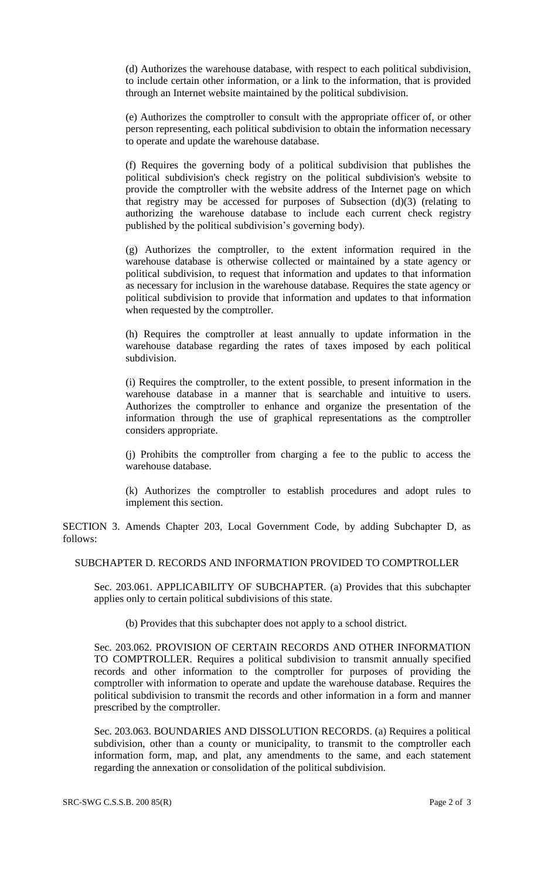(d) Authorizes the warehouse database, with respect to each political subdivision, to include certain other information, or a link to the information, that is provided through an Internet website maintained by the political subdivision.

(e) Authorizes the comptroller to consult with the appropriate officer of, or other person representing, each political subdivision to obtain the information necessary to operate and update the warehouse database.

(f) Requires the governing body of a political subdivision that publishes the political subdivision's check registry on the political subdivision's website to provide the comptroller with the website address of the Internet page on which that registry may be accessed for purposes of Subsection (d)(3) (relating to authorizing the warehouse database to include each current check registry published by the political subdivision's governing body).

(g) Authorizes the comptroller, to the extent information required in the warehouse database is otherwise collected or maintained by a state agency or political subdivision, to request that information and updates to that information as necessary for inclusion in the warehouse database. Requires the state agency or political subdivision to provide that information and updates to that information when requested by the comptroller.

(h) Requires the comptroller at least annually to update information in the warehouse database regarding the rates of taxes imposed by each political subdivision.

(i) Requires the comptroller, to the extent possible, to present information in the warehouse database in a manner that is searchable and intuitive to users. Authorizes the comptroller to enhance and organize the presentation of the information through the use of graphical representations as the comptroller considers appropriate.

(j) Prohibits the comptroller from charging a fee to the public to access the warehouse database.

(k) Authorizes the comptroller to establish procedures and adopt rules to implement this section.

SECTION 3. Amends Chapter 203, Local Government Code, by adding Subchapter D, as follows:

SUBCHAPTER D. RECORDS AND INFORMATION PROVIDED TO COMPTROLLER

Sec. 203.061. APPLICABILITY OF SUBCHAPTER. (a) Provides that this subchapter applies only to certain political subdivisions of this state.

(b) Provides that this subchapter does not apply to a school district.

Sec. 203.062. PROVISION OF CERTAIN RECORDS AND OTHER INFORMATION TO COMPTROLLER. Requires a political subdivision to transmit annually specified records and other information to the comptroller for purposes of providing the comptroller with information to operate and update the warehouse database. Requires the political subdivision to transmit the records and other information in a form and manner prescribed by the comptroller.

Sec. 203.063. BOUNDARIES AND DISSOLUTION RECORDS. (a) Requires a political subdivision, other than a county or municipality, to transmit to the comptroller each information form, map, and plat, any amendments to the same, and each statement regarding the annexation or consolidation of the political subdivision.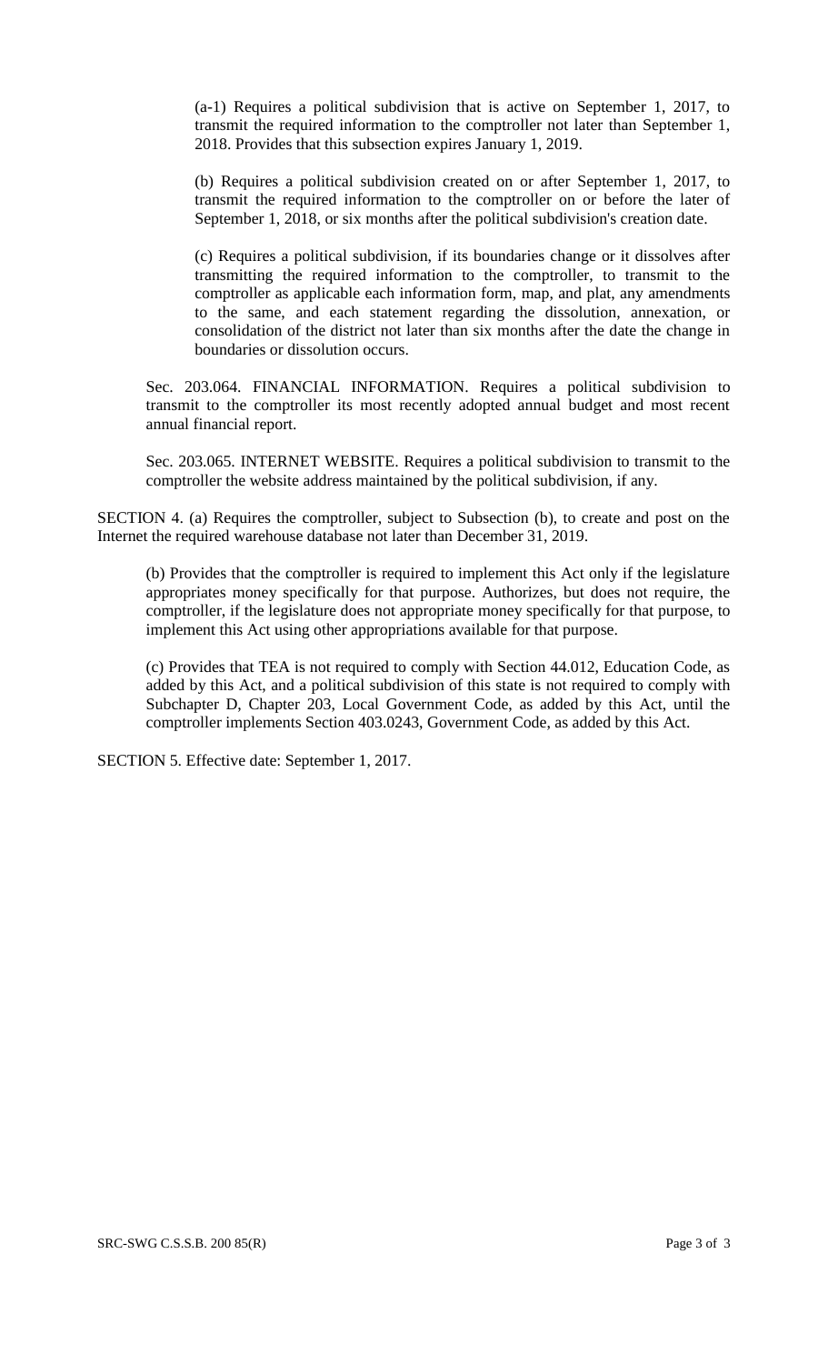(a-1) Requires a political subdivision that is active on September 1, 2017, to transmit the required information to the comptroller not later than September 1, 2018. Provides that this subsection expires January 1, 2019.

(b) Requires a political subdivision created on or after September 1, 2017, to transmit the required information to the comptroller on or before the later of September 1, 2018, or six months after the political subdivision's creation date.

(c) Requires a political subdivision, if its boundaries change or it dissolves after transmitting the required information to the comptroller, to transmit to the comptroller as applicable each information form, map, and plat, any amendments to the same, and each statement regarding the dissolution, annexation, or consolidation of the district not later than six months after the date the change in boundaries or dissolution occurs.

Sec. 203.064. FINANCIAL INFORMATION. Requires a political subdivision to transmit to the comptroller its most recently adopted annual budget and most recent annual financial report.

Sec. 203.065. INTERNET WEBSITE. Requires a political subdivision to transmit to the comptroller the website address maintained by the political subdivision, if any.

SECTION 4. (a) Requires the comptroller, subject to Subsection (b), to create and post on the Internet the required warehouse database not later than December 31, 2019.

(b) Provides that the comptroller is required to implement this Act only if the legislature appropriates money specifically for that purpose. Authorizes, but does not require, the comptroller, if the legislature does not appropriate money specifically for that purpose, to implement this Act using other appropriations available for that purpose.

(c) Provides that TEA is not required to comply with Section 44.012, Education Code, as added by this Act, and a political subdivision of this state is not required to comply with Subchapter D, Chapter 203, Local Government Code, as added by this Act, until the comptroller implements Section 403.0243, Government Code, as added by this Act.

SECTION 5. Effective date: September 1, 2017.